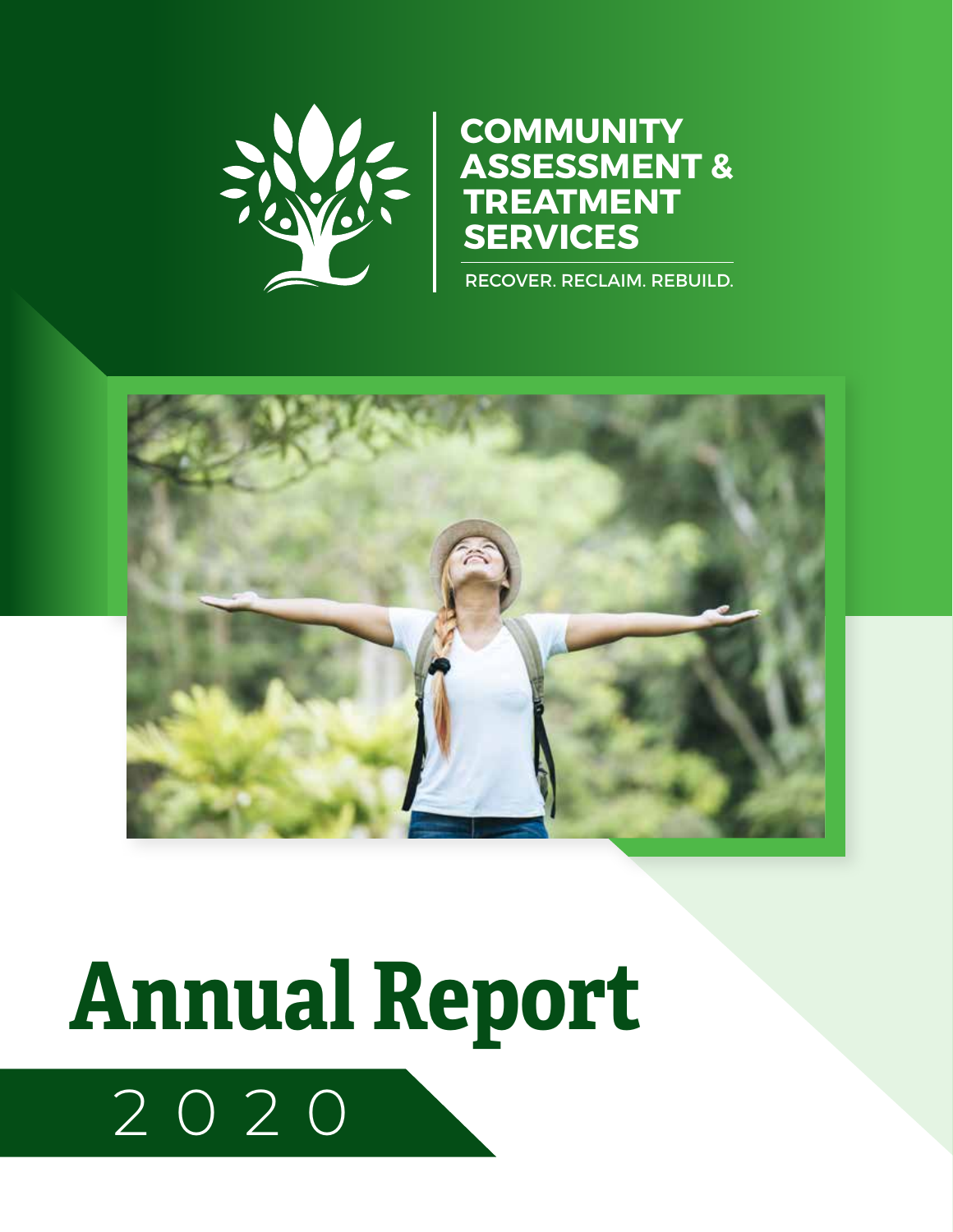# COMMUNITY ASSESSMENT & TREATMENT SERVICES

RECOVER. RECLAIM. REBUILD.

# Annual Report

2020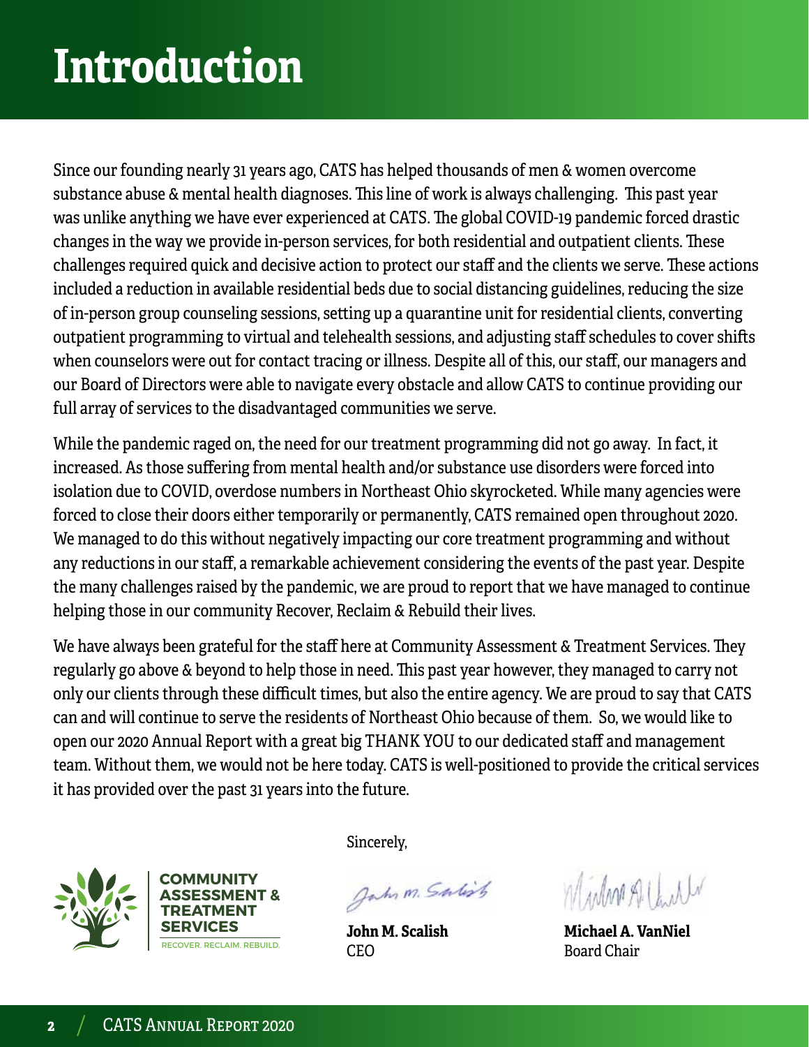# Introduction

Since our founding nearly 31 years ago, CATS has helped thousands of men & women overcome substance abuse & mental health diagnoses. This line of work is always challenging. This past year was unlike anything we have ever experienced at CATS. The global COVID-19 pandemic forced drastic changes in the way we provide in-person services, for both residential and outpatient clients. These challenges required quick and decisive action to protect our staff and the clients we serve. These actions included a reduction in available residential beds due to social distancing guidelines, reducing the size of in-person group counseling sessions, setting up a quarantine unit for residential clients, converting outpatient programming to virtual and telehealth sessions, and adjusting staff schedules to cover shifts when counselors were out for contact tracing or illness. Despite all of this, our staff, our managers and our Board of Directors were able to navigate every obstacle and allow CATS to continue providing our full array of services to the disadvantaged communities we serve.

While the pandemic raged on, the need for our treatment programming did not go away. In fact, it increased. As those suffering from mental health and/or substance use disorders were forced into isolation due to COVID, overdose numbers in Northeast Ohio skyrocketed. While many agencies were forced to close their doors either temporarily or permanently, CATS remained open throughout 2020. We managed to do this without negatively impacting our core treatment programming and without any reductions in our staff, a remarkable achievement considering the events of the past year. Despite the many challenges raised by the pandemic, we are proud to report that we have managed to continue helping those in our community Recover, Reclaim & Rebuild their lives.

We have always been grateful for the staff here at Community Assessment & Treatment Services. They regularly go above & beyond to help those in need. This past year however, they managed to carry not only our clients through these difficult times, but also the entire agency. We are proud to say that CATS can and will continue to serve the residents of Northeast Ohio because of them. So, we would like to open our 2020 Annual Report with a great big THANK YOU to our dedicated staff and management team. Without them, we would not be here today. CATS is well-positioned to provide the critical services it has provided over the past 31 years into the future.

Sincerely,

**COMMUNITY ASSESSMENT & TREATMENT SERVICES**
RECOVER. RECLAIM. REBUILD.

**John M. Scalish**
CEO

**Michael A. VanNiel**
Board Chair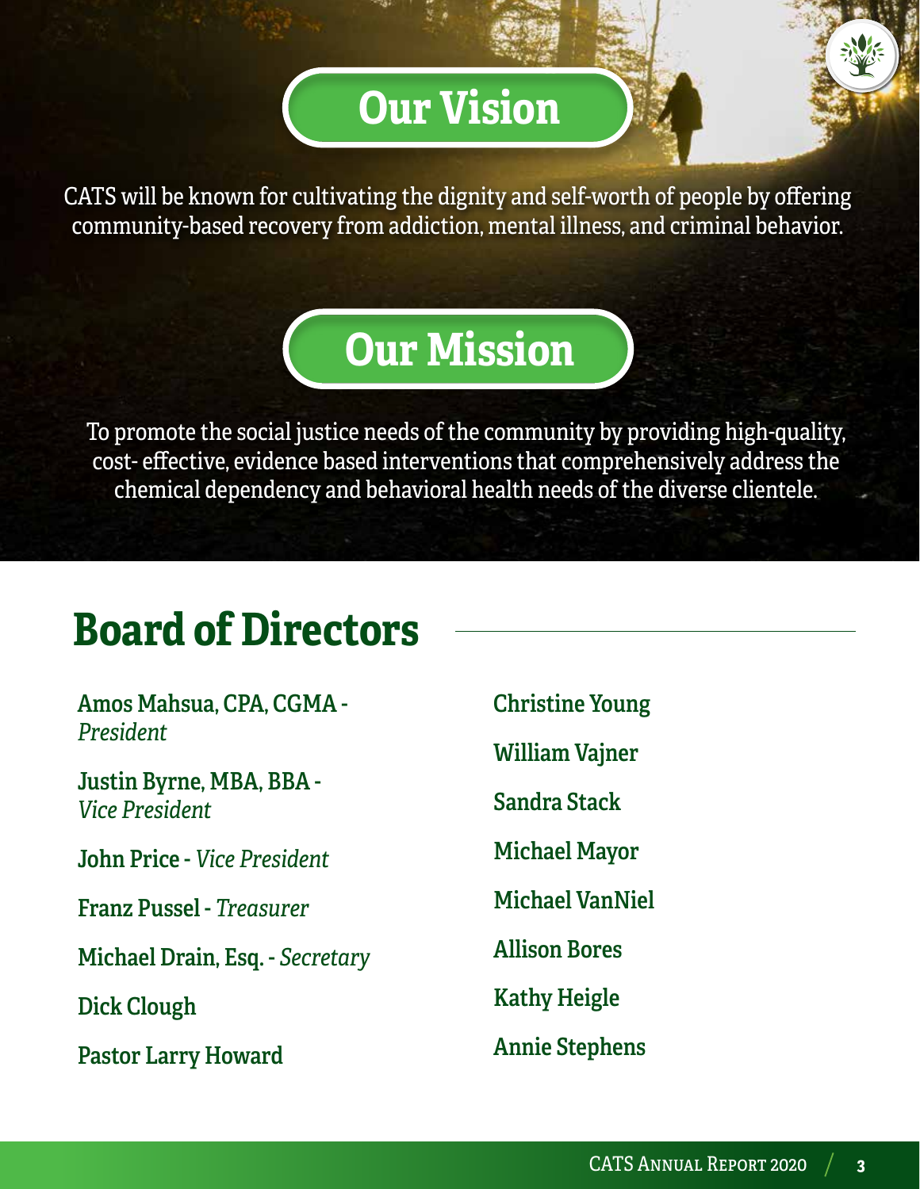# Our Vision

CATS will be known for cultivating the dignity and self-worth of people by offering community-based recovery from addiction, mental illness, and criminal behavior.

# Our Mission

To promote the social justice needs of the community by providing high-quality, cost- effective, evidence based interventions that comprehensively address the chemical dependency and behavioral health needs of the diverse clientele.

# Board of Directors

**Amos Mahsua, CPA, CGMA -** *President*

**Justin Byrne, MBA, BBA -** *Vice President*

**John Price -** *Vice President*

**Franz Pussel -** *Treasurer*

**Michael Drain, Esq. -** *Secretary*

**Dick Clough**

**Pastor Larry Howard**

**Christine Young**

**William Vajner**

**Sandra Stack**

**Michael Mayor**

**Michael VanNiel**

**Allison Bores**

**Kathy Heigle**

**Annie Stephens**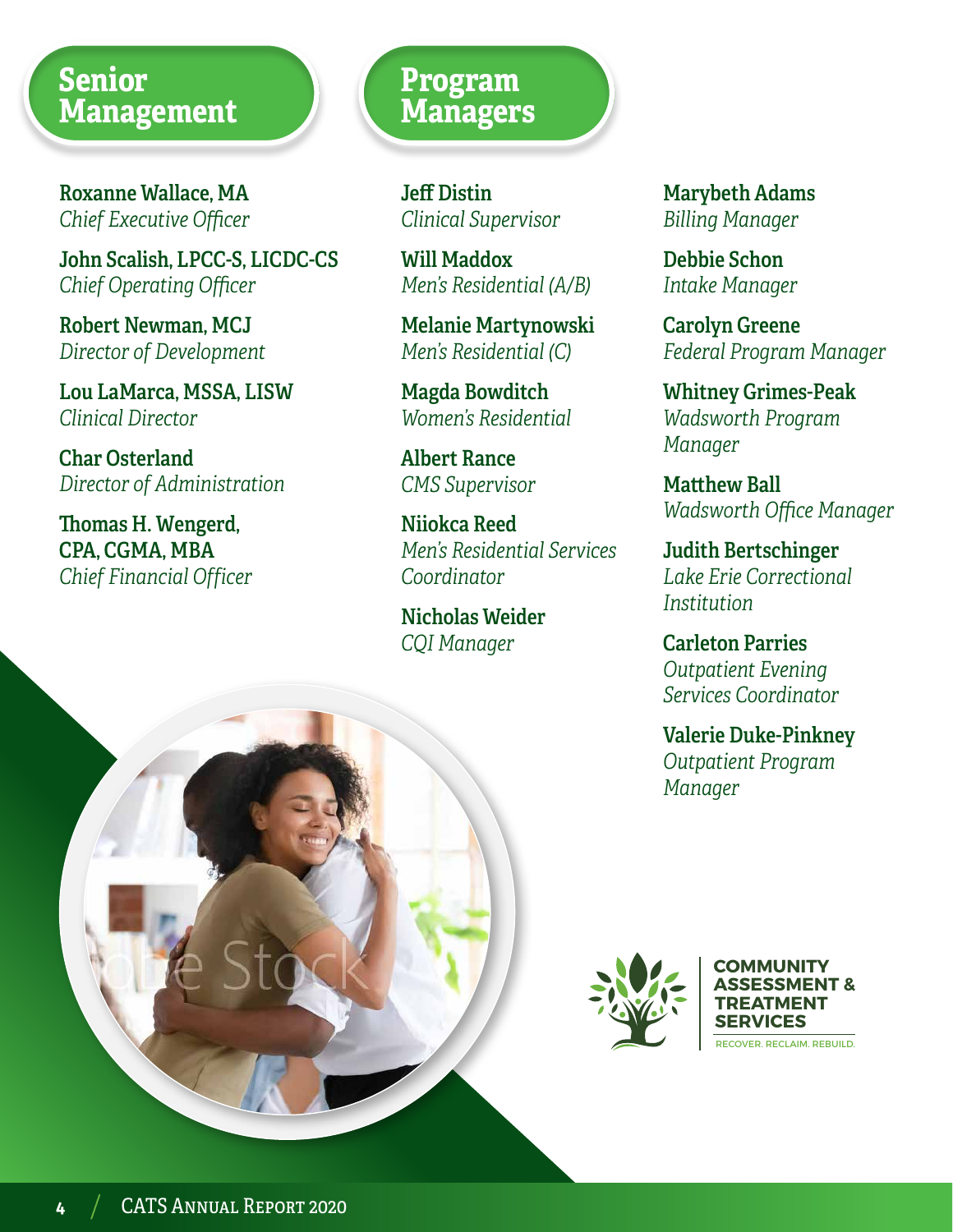## Senior Management

**Roxanne Wallace, MA**
*Chief Executive Officer*

**John Scalish, LPCC-S, LICDC-CS**
*Chief Operating Officer*

**Robert Newman, MCJ**
*Director of Development*

**Lou LaMarca, MSSA, LISW**
*Clinical Director*

**Char Osterland**
*Director of Administration*

**Thomas H. Wengerd, CPA, CGMA, MBA**
*Chief Financial Officer*

## Program Managers

**Jeff Distin**
*Clinical Supervisor*

**Will Maddox**
*Men's Residential (A/B)*

**Melanie Martynowski**
*Men's Residential (C)*

**Magda Bowditch**
*Women's Residential*

**Albert Rance**
*CMS Supervisor*

**Niiokca Reed**
*Men's Residential Services Coordinator*

**Nicholas Weider**
*CQI Manager*

**Marybeth Adams**
*Billing Manager*

**Debbie Schon**
*Intake Manager*

**Carolyn Greene**
*Federal Program Manager*

**Whitney Grimes-Peak**
*Wadsworth Program Manager*

**Matthew Ball**
*Wadsworth Office Manager*

**Judith Bertschinger**
*Lake Erie Correctional Institution*

**Carleton Parries**
*Outpatient Evening Services Coordinator*

**Valerie Duke-Pinkney**
*Outpatient Program Manager*

COMMUNITY ASSESSMENT & TREATMENT SERVICES
RECOVER. RECLAIM. REBUILD.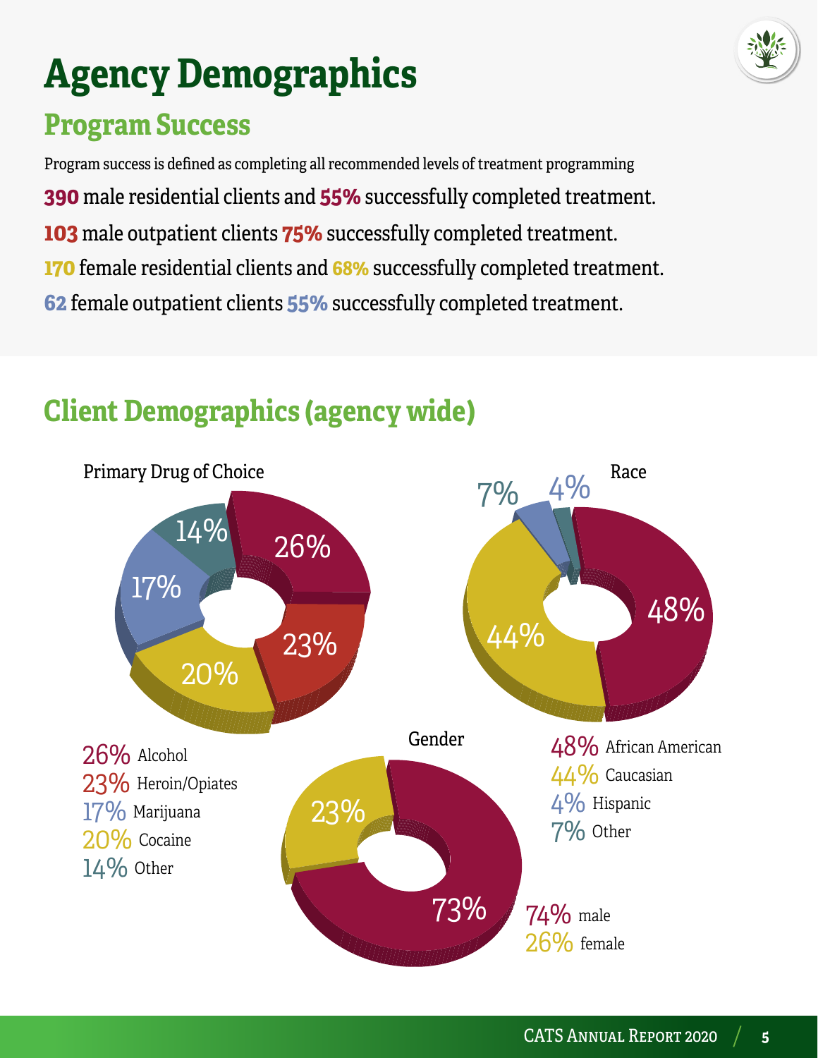# Agency Demographics

## Program Success

Program success is defined as completing all recommended levels of treatment programming

**390** male residential clients and **55%** successfully completed treatment.

**103** male outpatient clients **75%** successfully completed treatment.

**170** female residential clients and **68%** successfully completed treatment.

**62** female outpatient clients **55%** successfully completed treatment.

## Client Demographics (agency wide)

### Primary Drug of Choice

- 26% Alcohol
- 23% Heroin/Opiates
- 17% Marijuana
- 20% Cocaine
- 14% Other

### Race

- 48% African American
- 44% Caucasian
- 4% Hispanic
- 7% Other

### Gender

- 74% male
- 26% female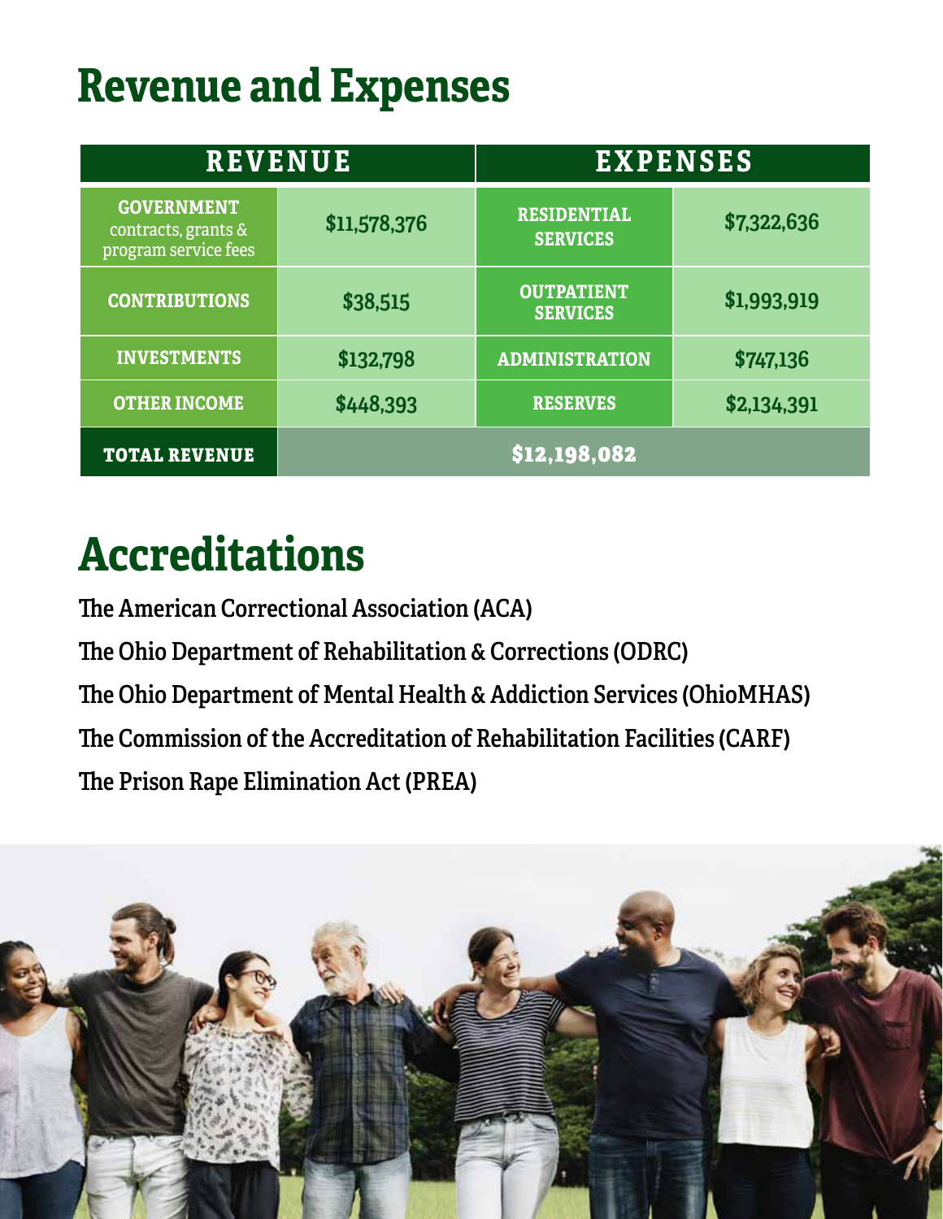# Revenue and Expenses

| REVENUE | | EXPENSES | |
|---|---|---|---|
| **GOVERNMENT** contracts, grants & program service fees | $11,578,376 | **RESIDENTIAL SERVICES** | $7,322,636 |
| **CONTRIBUTIONS** | $38,515 | **OUTPATIENT SERVICES** | $1,993,919 |
| **INVESTMENTS** | $132,798 | **ADMINISTRATION** | $747,136 |
| **OTHER INCOME** | $448,393 | **RESERVES** | $2,134,391 |
| **TOTAL REVENUE** | **$12,198,082** | | |

# Accreditations

The American Correctional Association (ACA)

The Ohio Department of Rehabilitation & Corrections (ODRC)

The Ohio Department of Mental Health & Addiction Services (OhioMHAS)

The Commission of the Accreditation of Rehabilitation Facilities (CARF)

The Prison Rape Elimination Act (PREA)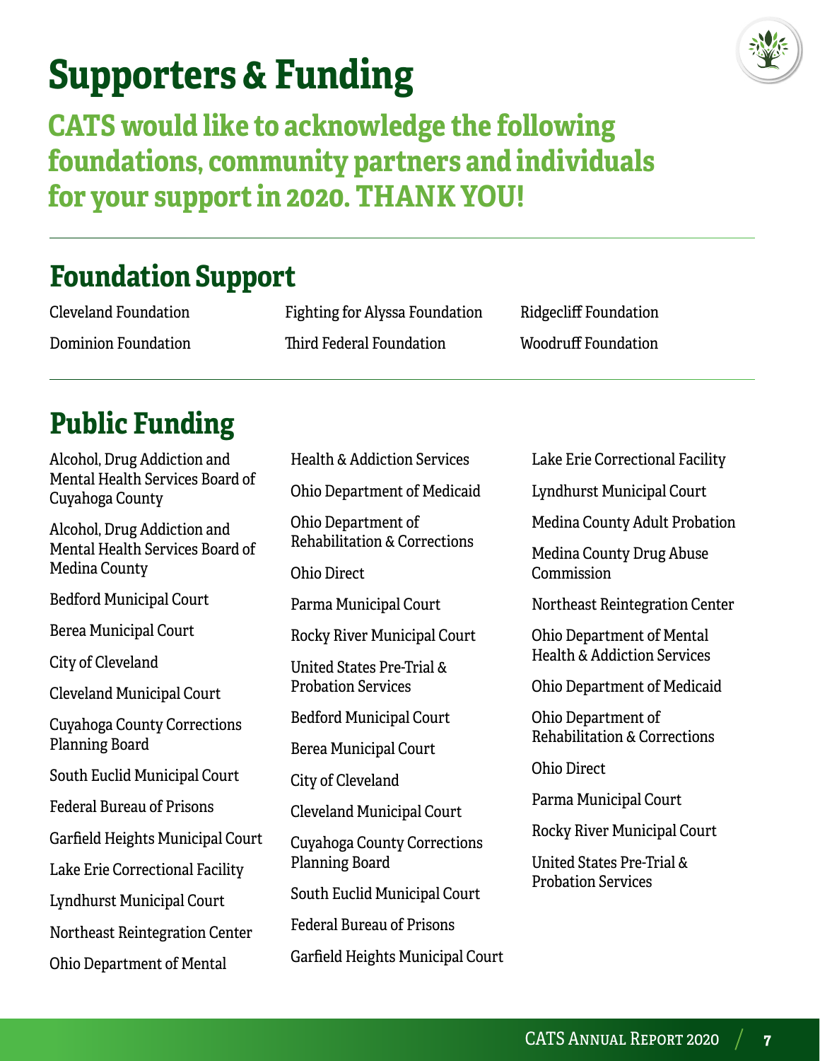# Supporters & Funding

## CATS would like to acknowledge the following foundations, community partners and individuals for your support in 2020. THANK YOU!

## Foundation Support

Cleveland Foundation

Dominion Foundation

Fighting for Alyssa Foundation

Third Federal Foundation

Ridgecliff Foundation

Woodruff Foundation

## Public Funding

Alcohol, Drug Addiction and Mental Health Services Board of Cuyahoga County

Alcohol, Drug Addiction and Mental Health Services Board of Medina County

Bedford Municipal Court

Berea Municipal Court

City of Cleveland

Cleveland Municipal Court

Cuyahoga County Corrections Planning Board

South Euclid Municipal Court

Federal Bureau of Prisons

Garfield Heights Municipal Court

Lake Erie Correctional Facility

Lyndhurst Municipal Court

Northeast Reintegration Center

Ohio Department of Mental Health & Addiction Services

Ohio Department of Medicaid

Ohio Department of Rehabilitation & Corrections

Ohio Direct

Parma Municipal Court

Rocky River Municipal Court

United States Pre-Trial & Probation Services

Bedford Municipal Court

Berea Municipal Court

City of Cleveland

Cleveland Municipal Court

Cuyahoga County Corrections Planning Board

South Euclid Municipal Court

Federal Bureau of Prisons

Garfield Heights Municipal Court

Lake Erie Correctional Facility

Lyndhurst Municipal Court

Medina County Adult Probation

Medina County Drug Abuse Commission

Northeast Reintegration Center

Ohio Department of Mental Health & Addiction Services

Ohio Department of Medicaid

Ohio Department of Rehabilitation & Corrections

Ohio Direct

Parma Municipal Court

Rocky River Municipal Court

United States Pre-Trial & Probation Services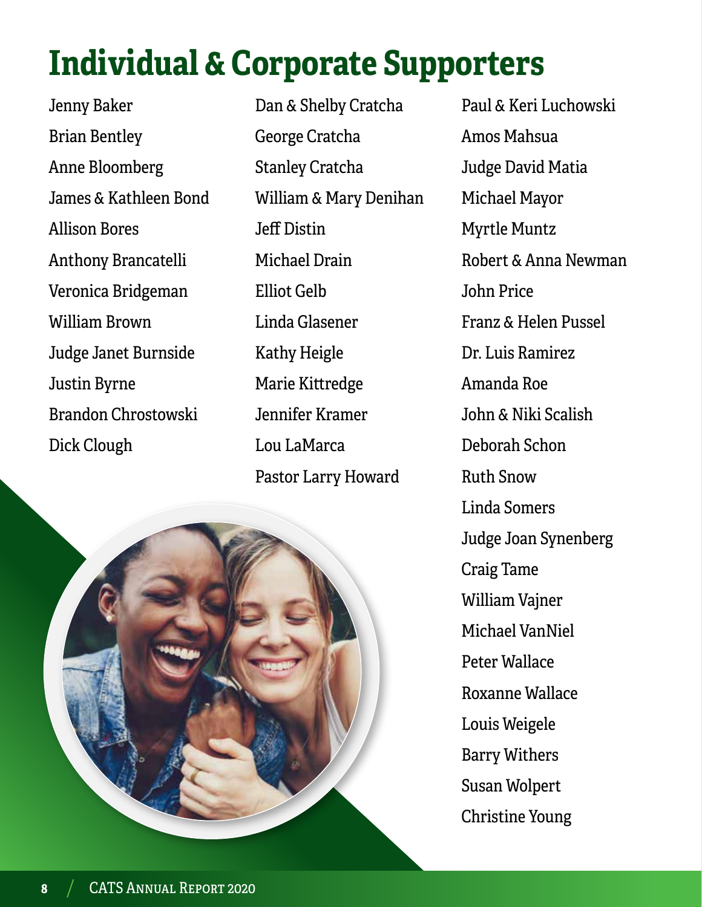# Individual & Corporate Supporters

Jenny Baker
Brian Bentley
Anne Bloomberg
James & Kathleen Bond
Allison Bores
Anthony Brancatelli
Veronica Bridgeman
William Brown
Judge Janet Burnside
Justin Byrne
Brandon Chrostowski
Dick Clough
Dan & Shelby Cratcha
George Cratcha
Stanley Cratcha
William & Mary Denihan
Jeff Distin
Michael Drain
Elliot Gelb
Linda Glasener
Kathy Heigle
Marie Kittredge
Jennifer Kramer
Lou LaMarca
Pastor Larry Howard
Paul & Keri Luchowski
Amos Mahsua
Judge David Matia
Michael Mayor
Myrtle Muntz
Robert & Anna Newman
John Price
Franz & Helen Pussel
Dr. Luis Ramirez
Amanda Roe
John & Niki Scalish
Deborah Schon
Ruth Snow
Linda Somers
Judge Joan Synenberg
Craig Tame
William Vajner
Michael VanNiel
Peter Wallace
Roxanne Wallace
Louis Weigele
Barry Withers
Susan Wolpert
Christine Young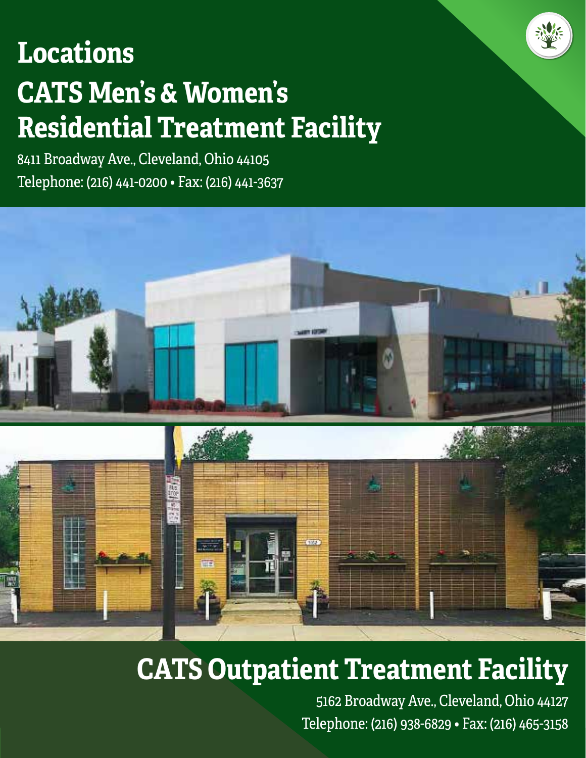# Locations

## CATS Men's & Women's Residential Treatment Facility

8411 Broadway Ave., Cleveland, Ohio 44105
Telephone: (216) 441-0200 • Fax: (216) 441-3637

## CATS Outpatient Treatment Facility

5162 Broadway Ave., Cleveland, Ohio 44127
Telephone: (216) 938-6829 • Fax: (216) 465-3158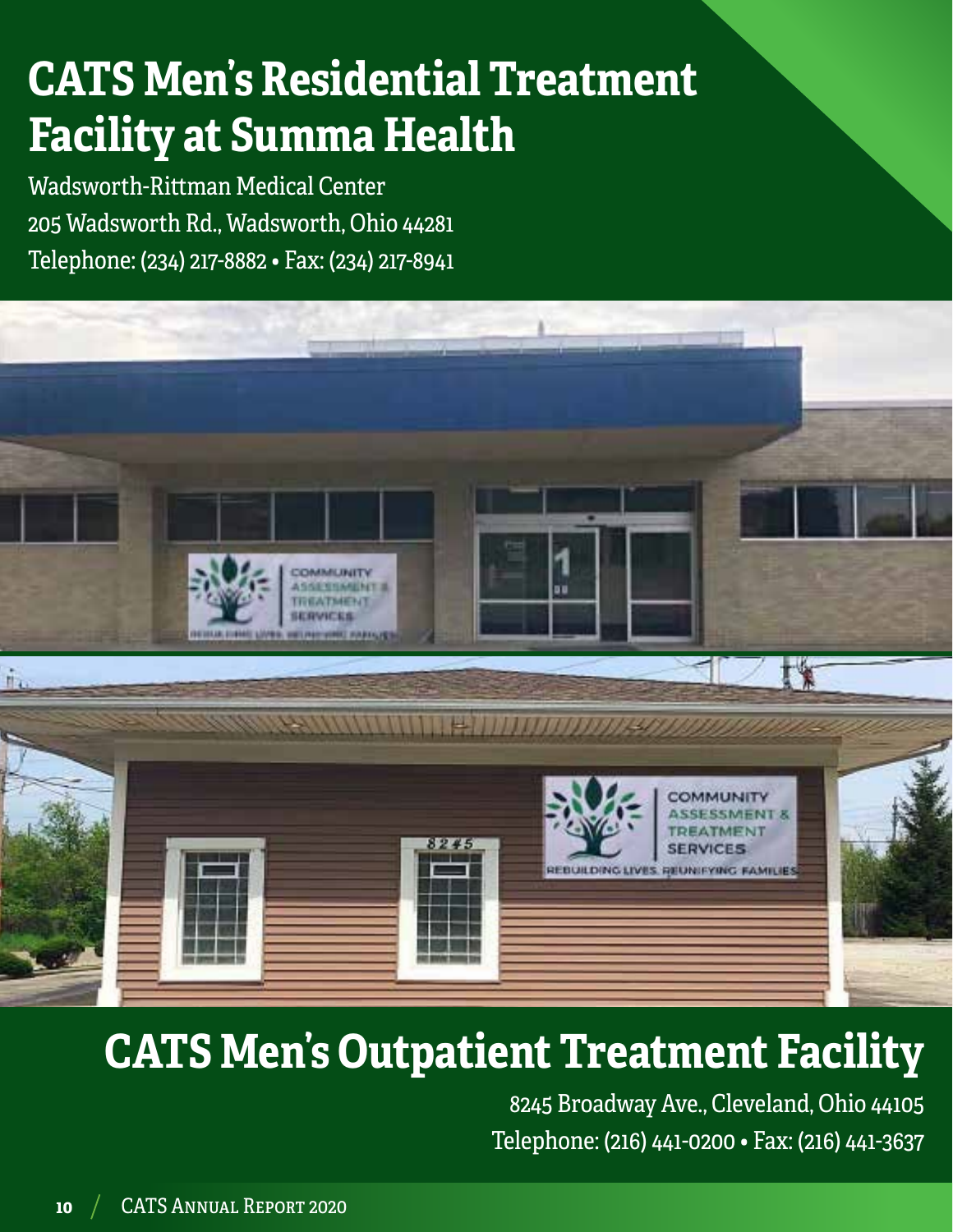# CATS Men's Residential Treatment Facility at Summa Health

Wadsworth-Rittman Medical Center
205 Wadsworth Rd., Wadsworth, Ohio 44281
Telephone: (234) 217-8882 • Fax: (234) 217-8941

# CATS Men's Outpatient Treatment Facility

8245 Broadway Ave., Cleveland, Ohio 44105
Telephone: (216) 441-0200 • Fax: (216) 441-3637